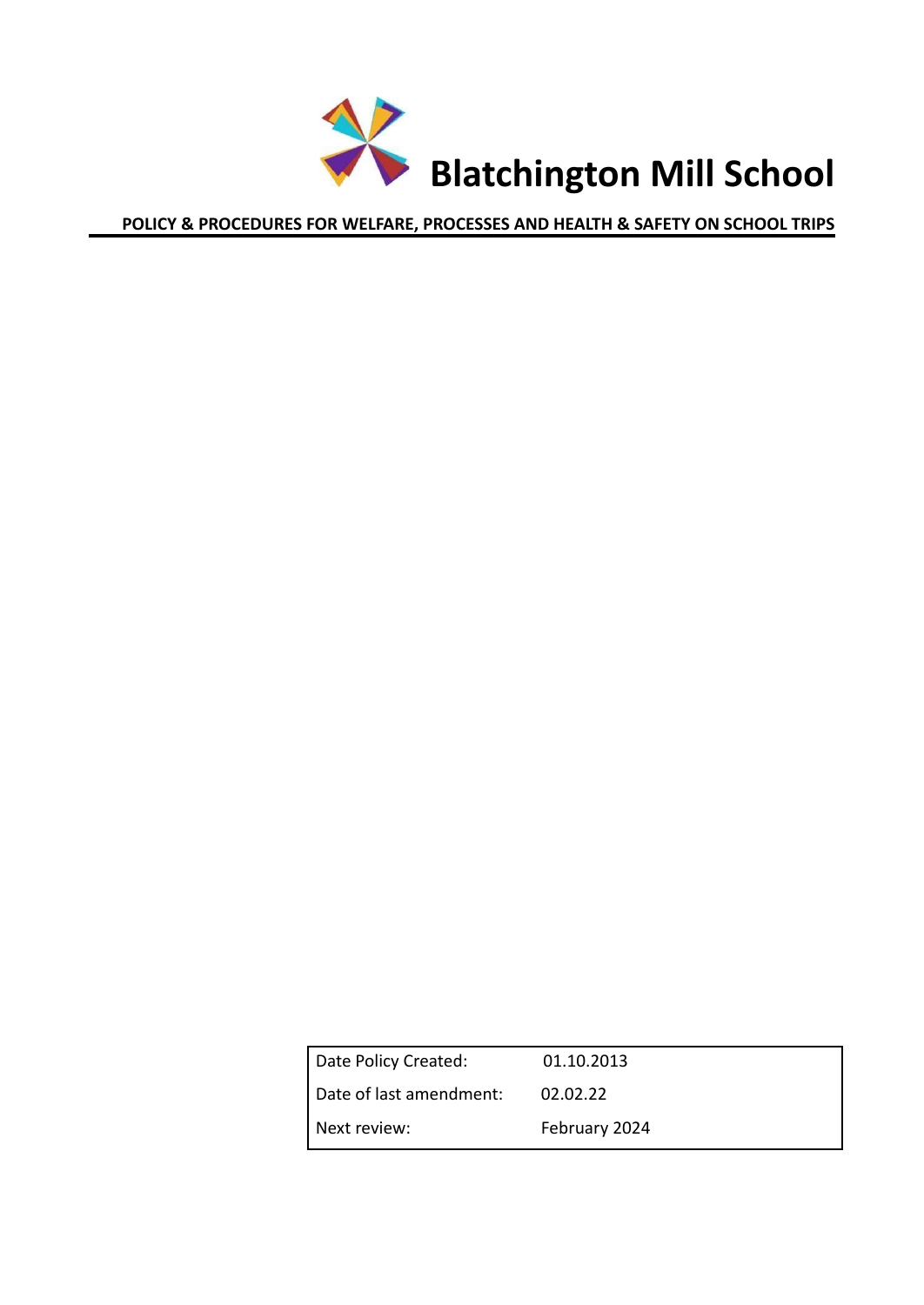# Blatchington Mill School

**POLICY & PROCEDURES FOR WELFARE, PROCESSES AND HEALTH & SAFETY ON SCHOOL TRIPS**

| | |
|---|---|
| Date Policy Created: | 01.10.2013 |
| Date of last amendment: | 02.02.22 |
| Next review: | February 2024 |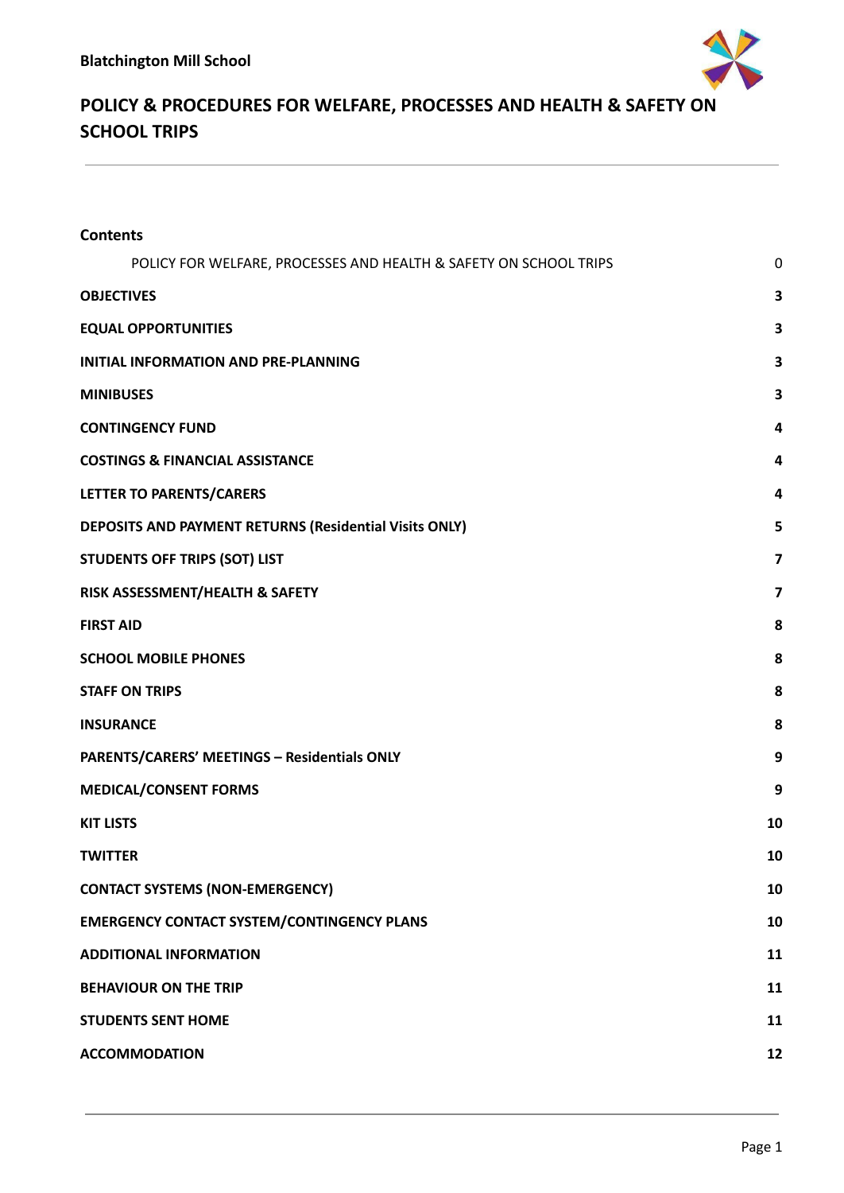**Blatchington Mill School**

# POLICY & PROCEDURES FOR WELFARE, PROCESSES AND HEALTH & SAFETY ON SCHOOL TRIPS

---

**Contents**

| | |
|---|---|
| POLICY FOR WELFARE, PROCESSES AND HEALTH & SAFETY ON SCHOOL TRIPS | 0 |
| **OBJECTIVES** | **3** |
| **EQUAL OPPORTUNITIES** | **3** |
| **INITIAL INFORMATION AND PRE-PLANNING** | **3** |
| **MINIBUSES** | **3** |
| **CONTINGENCY FUND** | **4** |
| **COSTINGS & FINANCIAL ASSISTANCE** | **4** |
| **LETTER TO PARENTS/CARERS** | **4** |
| **DEPOSITS AND PAYMENT RETURNS (Residential Visits ONLY)** | **5** |
| **STUDENTS OFF TRIPS (SOT) LIST** | **7** |
| **RISK ASSESSMENT/HEALTH & SAFETY** | **7** |
| **FIRST AID** | **8** |
| **SCHOOL MOBILE PHONES** | **8** |
| **STAFF ON TRIPS** | **8** |
| **INSURANCE** | **8** |
| **PARENTS/CARERS' MEETINGS – Residentials ONLY** | **9** |
| **MEDICAL/CONSENT FORMS** | **9** |
| **KIT LISTS** | **10** |
| **TWITTER** | **10** |
| **CONTACT SYSTEMS (NON-EMERGENCY)** | **10** |
| **EMERGENCY CONTACT SYSTEM/CONTINGENCY PLANS** | **10** |
| **ADDITIONAL INFORMATION** | **11** |
| **BEHAVIOUR ON THE TRIP** | **11** |
| **STUDENTS SENT HOME** | **11** |
| **ACCOMMODATION** | **12** |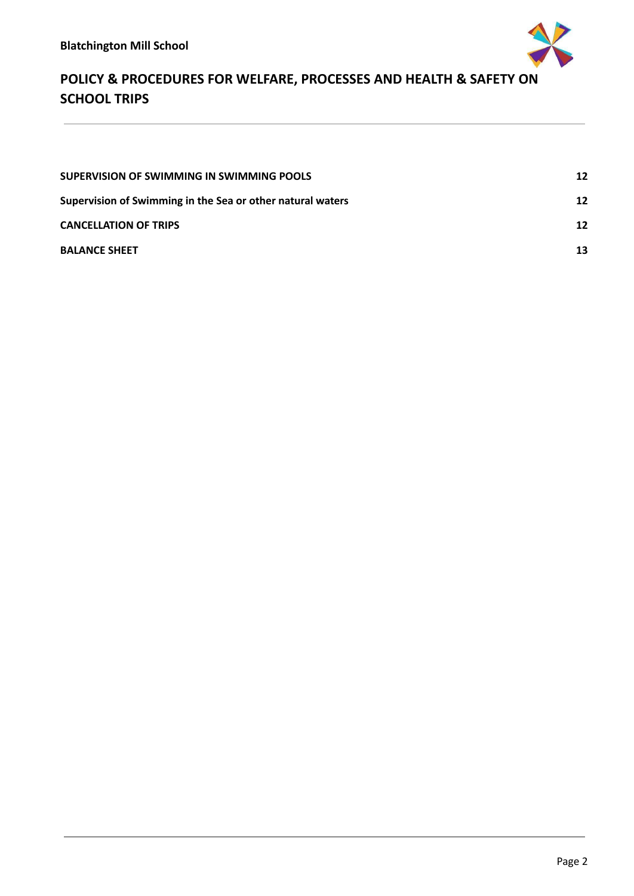| | |
|---|---|
| **SUPERVISION OF SWIMMING IN SWIMMING POOLS** | **12** |
| **Supervision of Swimming in the Sea or other natural waters** | **12** |
| **CANCELLATION OF TRIPS** | **12** |
| **BALANCE SHEET** | **13** |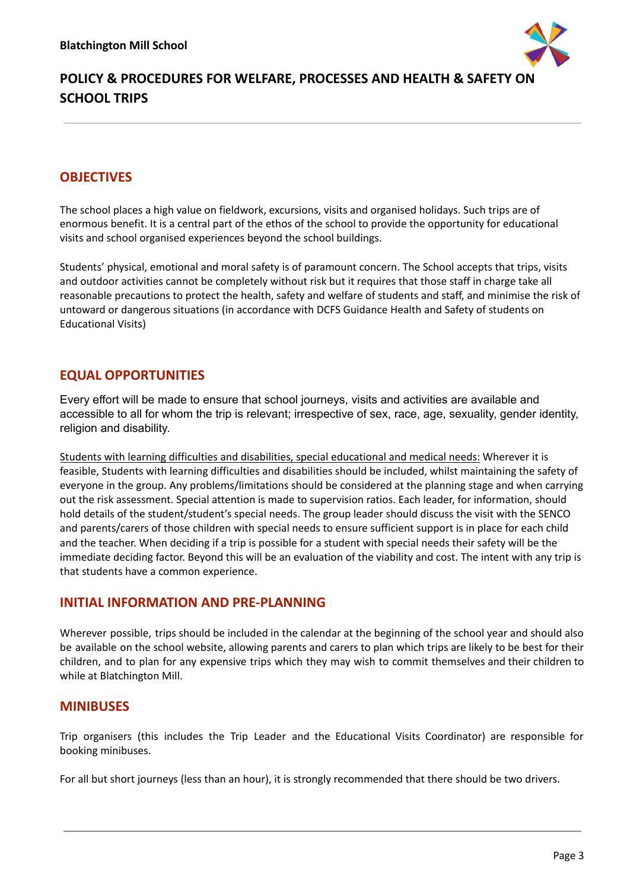## OBJECTIVES

The school places a high value on fieldwork, excursions, visits and organised holidays. Such trips are of enormous benefit. It is a central part of the ethos of the school to provide the opportunity for educational visits and school organised experiences beyond the school buildings.

Students' physical, emotional and moral safety is of paramount concern. The School accepts that trips, visits and outdoor activities cannot be completely without risk but it requires that those staff in charge take all reasonable precautions to protect the health, safety and welfare of students and staff, and minimise the risk of untoward or dangerous situations (in accordance with DCFS Guidance Health and Safety of students on Educational Visits)

## EQUAL OPPORTUNITIES

Every effort will be made to ensure that school journeys, visits and activities are available and accessible to all for whom the trip is relevant; irrespective of sex, race, age, sexuality, gender identity, religion and disability.

<u>Students with learning difficulties and disabilities, special educational and medical needs:</u> Wherever it is feasible, Students with learning difficulties and disabilities should be included, whilst maintaining the safety of everyone in the group. Any problems/limitations should be considered at the planning stage and when carrying out the risk assessment. Special attention is made to supervision ratios. Each leader, for information, should hold details of the student/student's special needs. The group leader should discuss the visit with the SENCO and parents/carers of those children with special needs to ensure sufficient support is in place for each child and the teacher. When deciding if a trip is possible for a student with special needs their safety will be the immediate deciding factor. Beyond this will be an evaluation of the viability and cost. The intent with any trip is that students have a common experience.

## INITIAL INFORMATION AND PRE-PLANNING

Wherever possible, trips should be included in the calendar at the beginning of the school year and should also be available on the school website, allowing parents and carers to plan which trips are likely to be best for their children, and to plan for any expensive trips which they may wish to commit themselves and their children to while at Blatchington Mill.

## MINIBUSES

Trip organisers (this includes the Trip Leader and the Educational Visits Coordinator) are responsible for booking minibuses.

For all but short journeys (less than an hour), it is strongly recommended that there should be two drivers.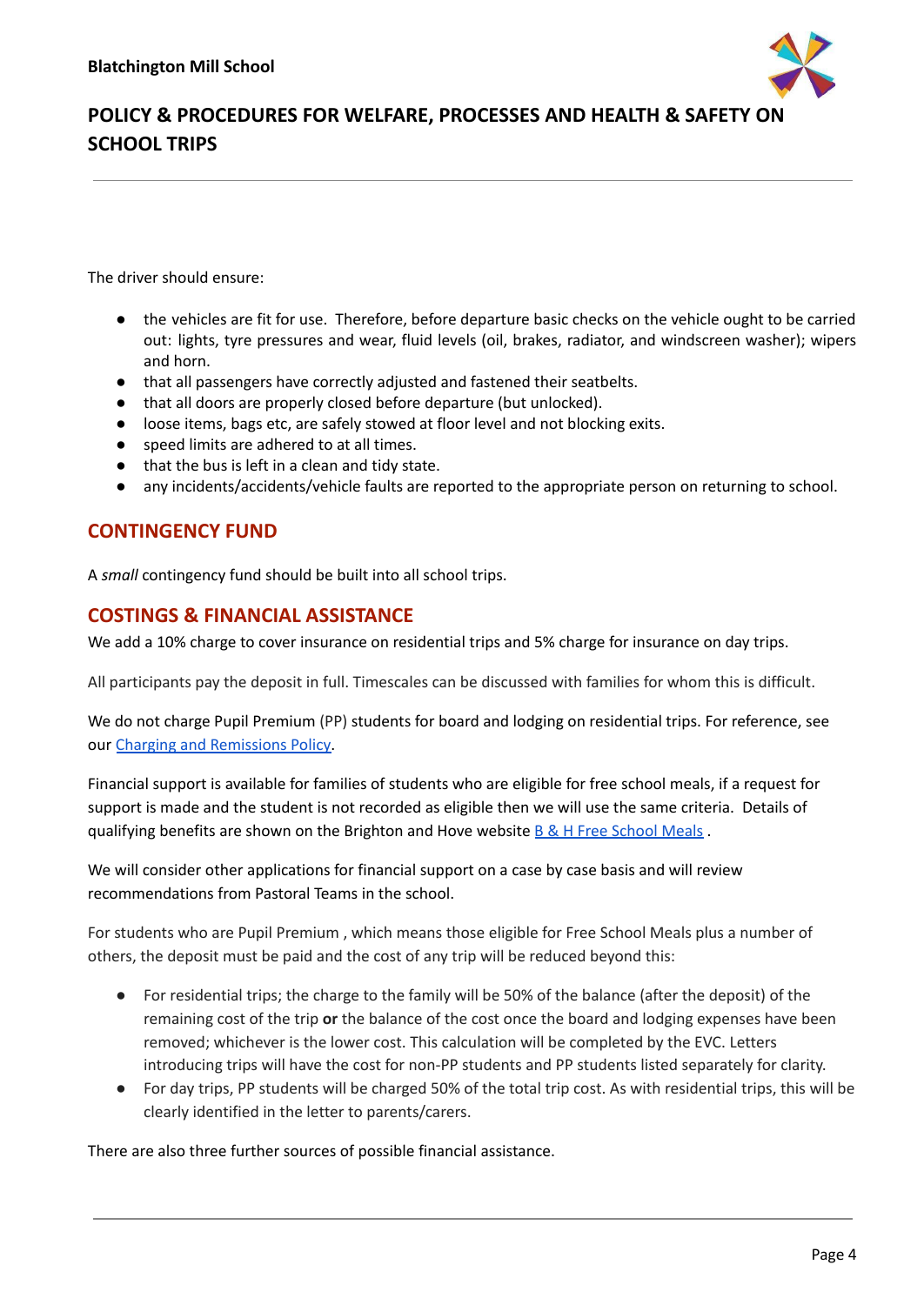The driver should ensure:

- the vehicles are fit for use. Therefore, before departure basic checks on the vehicle ought to be carried out: lights, tyre pressures and wear, fluid levels (oil, brakes, radiator, and windscreen washer); wipers and horn.
- that all passengers have correctly adjusted and fastened their seatbelts.
- that all doors are properly closed before departure (but unlocked).
- loose items, bags etc, are safely stowed at floor level and not blocking exits.
- speed limits are adhered to at all times.
- that the bus is left in a clean and tidy state.
- any incidents/accidents/vehicle faults are reported to the appropriate person on returning to school.

## CONTINGENCY FUND

A *small* contingency fund should be built into all school trips.

## COSTINGS & FINANCIAL ASSISTANCE

We add a 10% charge to cover insurance on residential trips and 5% charge for insurance on day trips.

All participants pay the deposit in full. Timescales can be discussed with families for whom this is difficult.

We do not charge Pupil Premium (PP) students for board and lodging on residential trips. For reference, see our [Charging and Remissions Policy](#).

Financial support is available for families of students who are eligible for free school meals, if a request for support is made and the student is not recorded as eligible then we will use the same criteria. Details of qualifying benefits are shown on the Brighton and Hove website [B & H Free School Meals](#) .

We will consider other applications for financial support on a case by case basis and will review recommendations from Pastoral Teams in the school.

For students who are Pupil Premium , which means those eligible for Free School Meals plus a number of others, the deposit must be paid and the cost of any trip will be reduced beyond this:

- For residential trips; the charge to the family will be 50% of the balance (after the deposit) of the remaining cost of the trip **or** the balance of the cost once the board and lodging expenses have been removed; whichever is the lower cost. This calculation will be completed by the EVC. Letters introducing trips will have the cost for non-PP students and PP students listed separately for clarity.
- For day trips, PP students will be charged 50% of the total trip cost. As with residential trips, this will be clearly identified in the letter to parents/carers.

There are also three further sources of possible financial assistance.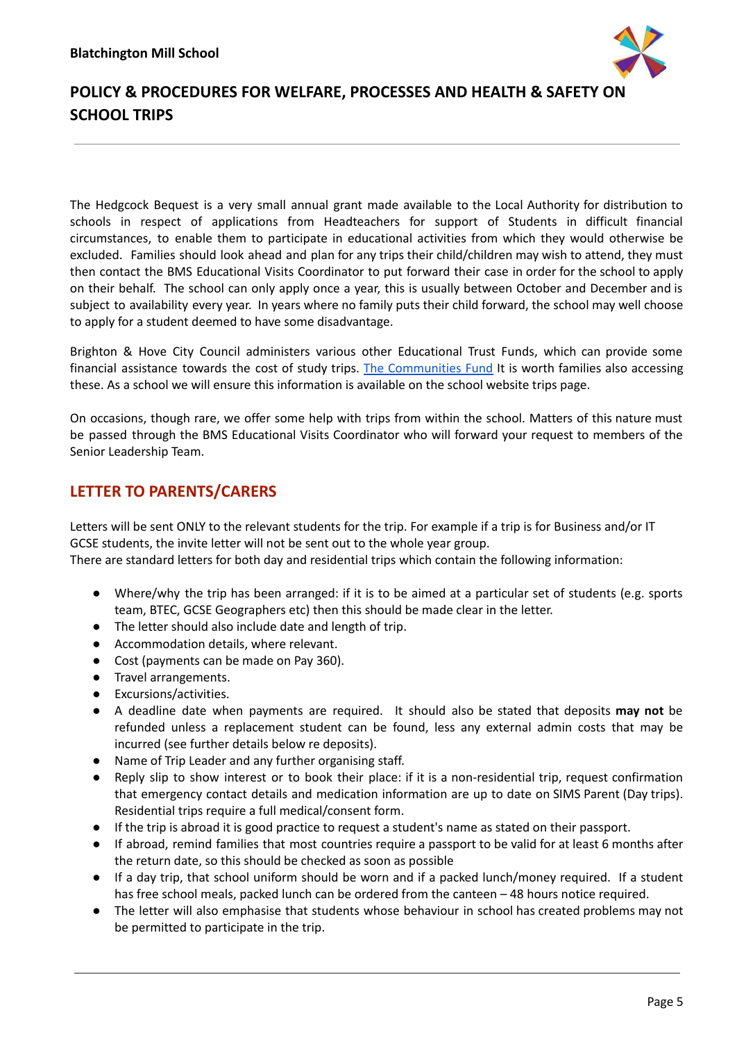The Hedgcock Bequest is a very small annual grant made available to the Local Authority for distribution to schools in respect of applications from Headteachers for support of Students in difficult financial circumstances, to enable them to participate in educational activities from which they would otherwise be excluded. Families should look ahead and plan for any trips their child/children may wish to attend, they must then contact the BMS Educational Visits Coordinator to put forward their case in order for the school to apply on their behalf. The school can only apply once a year, this is usually between October and December and is subject to availability every year. In years where no family puts their child forward, the school may well choose to apply for a student deemed to have some disadvantage.

Brighton & Hove City Council administers various other Educational Trust Funds, which can provide some financial assistance towards the cost of study trips. The Communities Fund It is worth families also accessing these. As a school we will ensure this information is available on the school website trips page.

On occasions, though rare, we offer some help with trips from within the school. Matters of this nature must be passed through the BMS Educational Visits Coordinator who will forward your request to members of the Senior Leadership Team.

## LETTER TO PARENTS/CARERS

Letters will be sent ONLY to the relevant students for the trip. For example if a trip is for Business and/or IT GCSE students, the invite letter will not be sent out to the whole year group.
There are standard letters for both day and residential trips which contain the following information:

- Where/why the trip has been arranged: if it is to be aimed at a particular set of students (e.g. sports team, BTEC, GCSE Geographers etc) then this should be made clear in the letter.
- The letter should also include date and length of trip.
- Accommodation details, where relevant.
- Cost (payments can be made on Pay 360).
- Travel arrangements.
- Excursions/activities.
- A deadline date when payments are required. It should also be stated that deposits **may not** be refunded unless a replacement student can be found, less any external admin costs that may be incurred (see further details below re deposits).
- Name of Trip Leader and any further organising staff.
- Reply slip to show interest or to book their place: if it is a non-residential trip, request confirmation that emergency contact details and medication information are up to date on SIMS Parent (Day trips). Residential trips require a full medical/consent form.
- If the trip is abroad it is good practice to request a student's name as stated on their passport.
- If abroad, remind families that most countries require a passport to be valid for at least 6 months after the return date, so this should be checked as soon as possible
- If a day trip, that school uniform should be worn and if a packed lunch/money required. If a student has free school meals, packed lunch can be ordered from the canteen – 48 hours notice required.
- The letter will also emphasise that students whose behaviour in school has created problems may not be permitted to participate in the trip.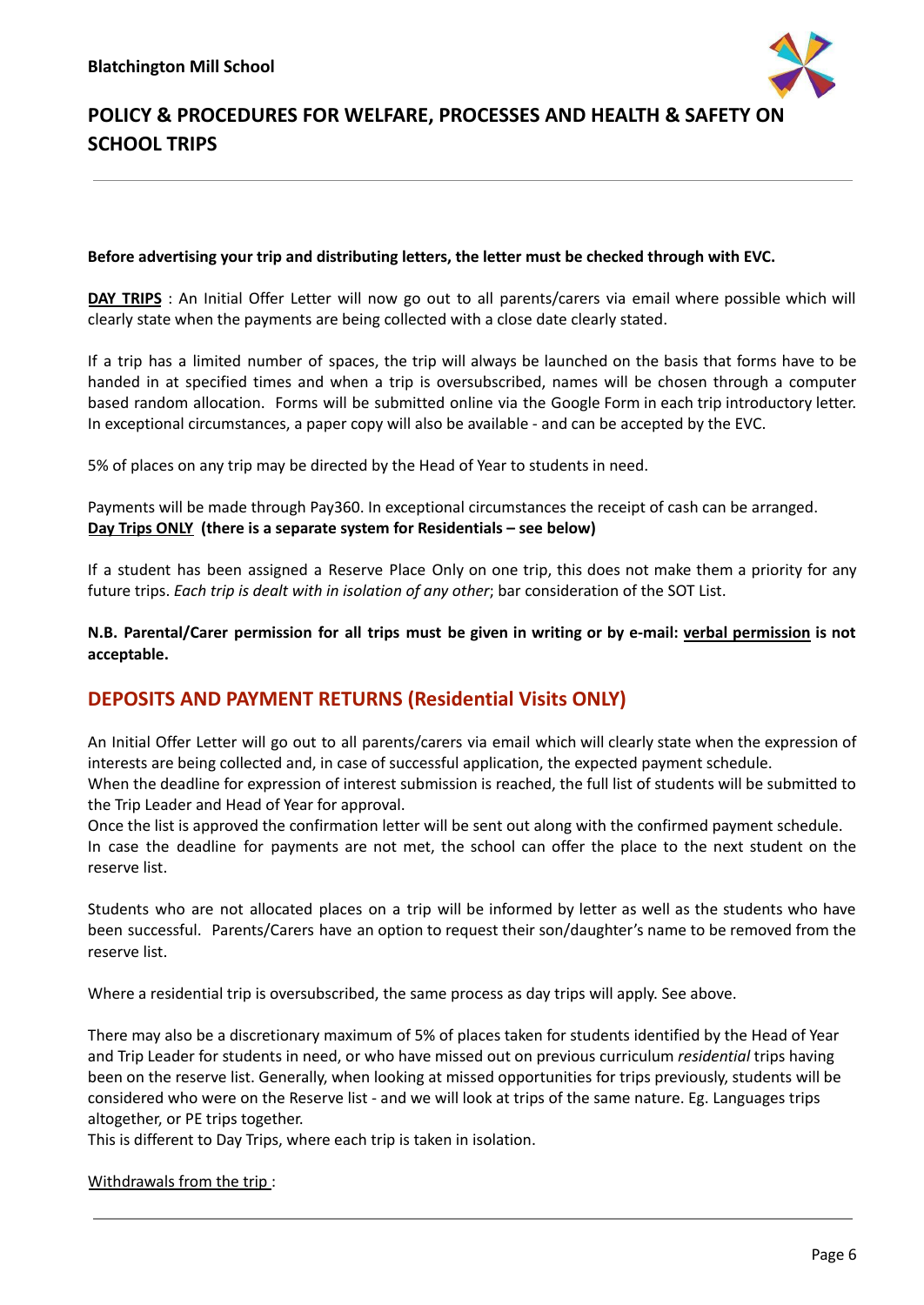**Before advertising your trip and distributing letters, the letter must be checked through with EVC.**

**DAY TRIPS** : An Initial Offer Letter will now go out to all parents/carers via email where possible which will clearly state when the payments are being collected with a close date clearly stated.

If a trip has a limited number of spaces, the trip will always be launched on the basis that forms have to be handed in at specified times and when a trip is oversubscribed, names will be chosen through a computer based random allocation. Forms will be submitted online via the Google Form in each trip introductory letter. In exceptional circumstances, a paper copy will also be available - and can be accepted by the EVC.

5% of places on any trip may be directed by the Head of Year to students in need.

Payments will be made through Pay360. In exceptional circumstances the receipt of cash can be arranged.
**Day Trips ONLY (there is a separate system for Residentials – see below)**

If a student has been assigned a Reserve Place Only on one trip, this does not make them a priority for any future trips. *Each trip is dealt with in isolation of any other*; bar consideration of the SOT List.

**N.B. Parental/Carer permission for all trips must be given in writing or by e-mail: verbal permission is not acceptable.**

## DEPOSITS AND PAYMENT RETURNS (Residential Visits ONLY)

An Initial Offer Letter will go out to all parents/carers via email which will clearly state when the expression of interests are being collected and, in case of successful application, the expected payment schedule.
When the deadline for expression of interest submission is reached, the full list of students will be submitted to the Trip Leader and Head of Year for approval.
Once the list is approved the confirmation letter will be sent out along with the confirmed payment schedule.
In case the deadline for payments are not met, the school can offer the place to the next student on the reserve list.

Students who are not allocated places on a trip will be informed by letter as well as the students who have been successful. Parents/Carers have an option to request their son/daughter's name to be removed from the reserve list.

Where a residential trip is oversubscribed, the same process as day trips will apply. See above.

There may also be a discretionary maximum of 5% of places taken for students identified by the Head of Year and Trip Leader for students in need, or who have missed out on previous curriculum *residential* trips having been on the reserve list. Generally, when looking at missed opportunities for trips previously, students will be considered who were on the Reserve list - and we will look at trips of the same nature. Eg. Languages trips altogether, or PE trips together.
This is different to Day Trips, where each trip is taken in isolation.

Withdrawals from the trip :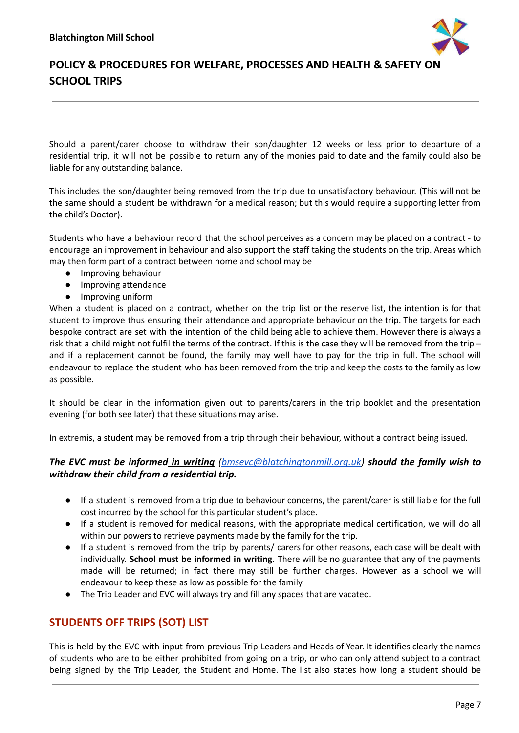Should a parent/carer choose to withdraw their son/daughter 12 weeks or less prior to departure of a residential trip, it will not be possible to return any of the monies paid to date and the family could also be liable for any outstanding balance.

This includes the son/daughter being removed from the trip due to unsatisfactory behaviour. (This will not be the same should a student be withdrawn for a medical reason; but this would require a supporting letter from the child's Doctor).

Students who have a behaviour record that the school perceives as a concern may be placed on a contract - to encourage an improvement in behaviour and also support the staff taking the students on the trip. Areas which may then form part of a contract between home and school may be

- Improving behaviour
- Improving attendance
- Improving uniform

When a student is placed on a contract, whether on the trip list or the reserve list, the intention is for that student to improve thus ensuring their attendance and appropriate behaviour on the trip. The targets for each bespoke contract are set with the intention of the child being able to achieve them. However there is always a risk that a child might not fulfil the terms of the contract. If this is the case they will be removed from the trip – and if a replacement cannot be found, the family may well have to pay for the trip in full. The school will endeavour to replace the student who has been removed from the trip and keep the costs to the family as low as possible.

It should be clear in the information given out to parents/carers in the trip booklet and the presentation evening (for both see later) that these situations may arise.

In extremis, a student may be removed from a trip through their behaviour, without a contract being issued.

***The EVC must be informed in writing** (bmsevc@blatchingtonmill.org.uk) **should the family wish to withdraw their child from a residential trip.***

- If a student is removed from a trip due to behaviour concerns, the parent/carer is still liable for the full cost incurred by the school for this particular student's place.
- If a student is removed for medical reasons, with the appropriate medical certification, we will do all within our powers to retrieve payments made by the family for the trip.
- If a student is removed from the trip by parents/ carers for other reasons, each case will be dealt with individually. **School must be informed in writing.** There will be no guarantee that any of the payments made will be returned; in fact there may still be further charges. However as a school we will endeavour to keep these as low as possible for the family.
- The Trip Leader and EVC will always try and fill any spaces that are vacated.

## STUDENTS OFF TRIPS (SOT) LIST

This is held by the EVC with input from previous Trip Leaders and Heads of Year. It identifies clearly the names of students who are to be either prohibited from going on a trip, or who can only attend subject to a contract being signed by the Trip Leader, the Student and Home. The list also states how long a student should be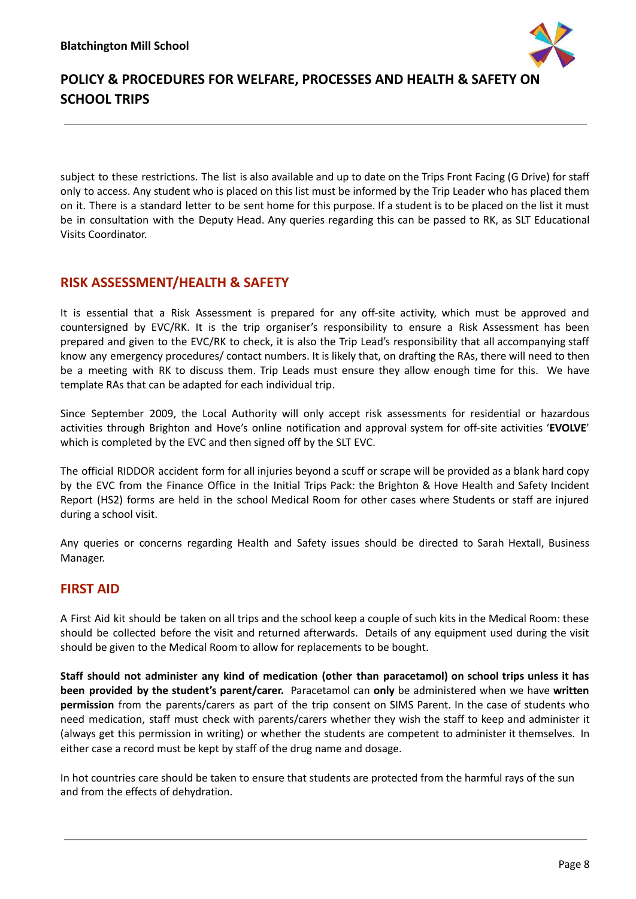subject to these restrictions. The list is also available and up to date on the Trips Front Facing (G Drive) for staff only to access. Any student who is placed on this list must be informed by the Trip Leader who has placed them on it. There is a standard letter to be sent home for this purpose. If a student is to be placed on the list it must be in consultation with the Deputy Head. Any queries regarding this can be passed to RK, as SLT Educational Visits Coordinator.

## RISK ASSESSMENT/HEALTH & SAFETY

It is essential that a Risk Assessment is prepared for any off-site activity, which must be approved and countersigned by EVC/RK. It is the trip organiser's responsibility to ensure a Risk Assessment has been prepared and given to the EVC/RK to check, it is also the Trip Lead's responsibility that all accompanying staff know any emergency procedures/ contact numbers. It is likely that, on drafting the RAs, there will need to then be a meeting with RK to discuss them. Trip Leads must ensure they allow enough time for this. We have template RAs that can be adapted for each individual trip.

Since September 2009, the Local Authority will only accept risk assessments for residential or hazardous activities through Brighton and Hove's online notification and approval system for off-site activities '**EVOLVE**' which is completed by the EVC and then signed off by the SLT EVC.

The official RIDDOR accident form for all injuries beyond a scuff or scrape will be provided as a blank hard copy by the EVC from the Finance Office in the Initial Trips Pack: the Brighton & Hove Health and Safety Incident Report (HS2) forms are held in the school Medical Room for other cases where Students or staff are injured during a school visit.

Any queries or concerns regarding Health and Safety issues should be directed to Sarah Hextall, Business Manager.

## FIRST AID

A First Aid kit should be taken on all trips and the school keep a couple of such kits in the Medical Room: these should be collected before the visit and returned afterwards. Details of any equipment used during the visit should be given to the Medical Room to allow for replacements to be bought.

**Staff should not administer any kind of medication (other than paracetamol) on school trips unless it has been provided by the student's parent/carer.** Paracetamol can **only** be administered when we have **written permission** from the parents/carers as part of the trip consent on SIMS Parent. In the case of students who need medication, staff must check with parents/carers whether they wish the staff to keep and administer it (always get this permission in writing) or whether the students are competent to administer it themselves. In either case a record must be kept by staff of the drug name and dosage.

In hot countries care should be taken to ensure that students are protected from the harmful rays of the sun and from the effects of dehydration.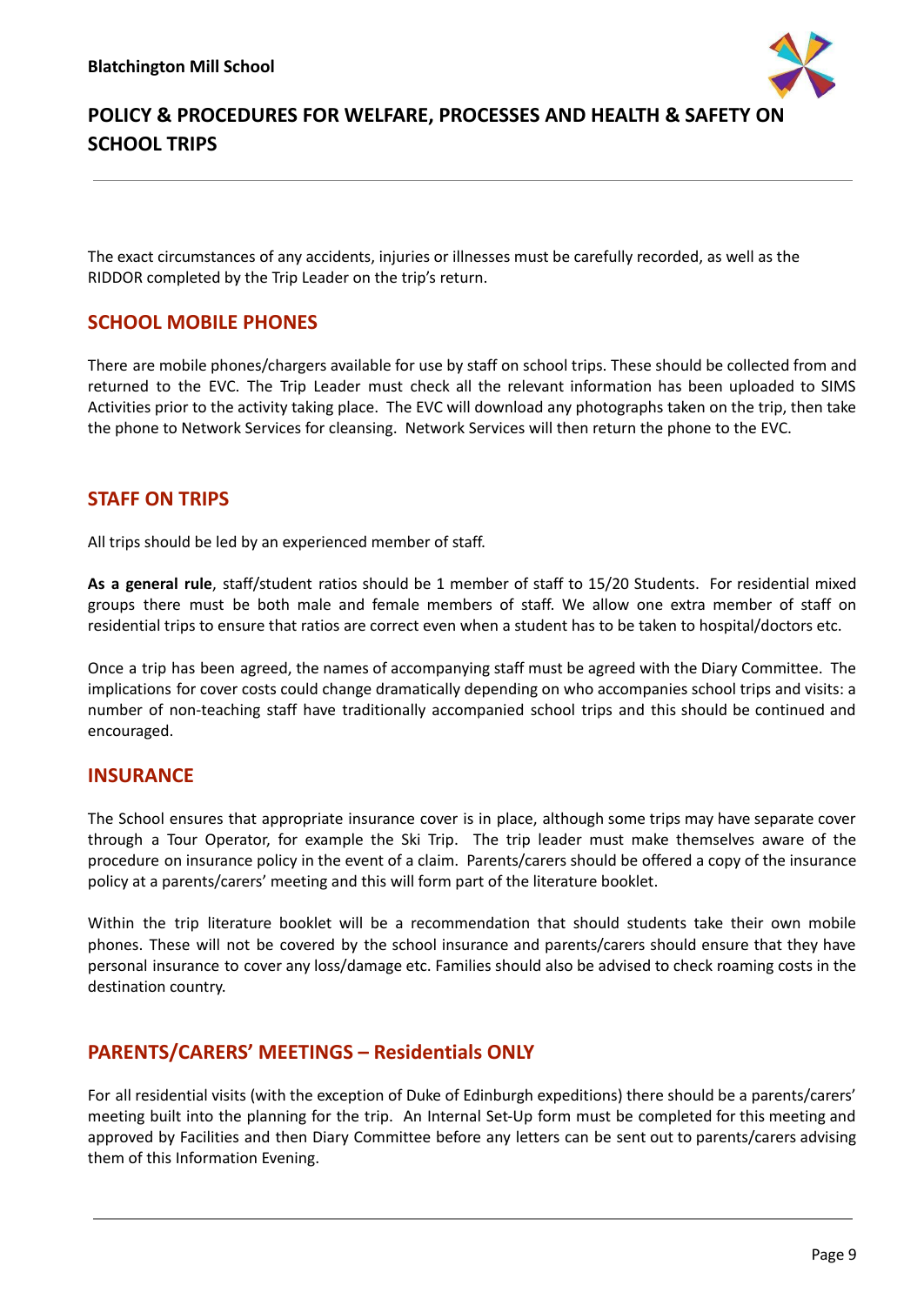The exact circumstances of any accidents, injuries or illnesses must be carefully recorded, as well as the RIDDOR completed by the Trip Leader on the trip's return.

## SCHOOL MOBILE PHONES

There are mobile phones/chargers available for use by staff on school trips. These should be collected from and returned to the EVC. The Trip Leader must check all the relevant information has been uploaded to SIMS Activities prior to the activity taking place. The EVC will download any photographs taken on the trip, then take the phone to Network Services for cleansing. Network Services will then return the phone to the EVC.

## STAFF ON TRIPS

All trips should be led by an experienced member of staff.

**As a general rule**, staff/student ratios should be 1 member of staff to 15/20 Students. For residential mixed groups there must be both male and female members of staff. We allow one extra member of staff on residential trips to ensure that ratios are correct even when a student has to be taken to hospital/doctors etc.

Once a trip has been agreed, the names of accompanying staff must be agreed with the Diary Committee. The implications for cover costs could change dramatically depending on who accompanies school trips and visits: a number of non-teaching staff have traditionally accompanied school trips and this should be continued and encouraged.

## INSURANCE

The School ensures that appropriate insurance cover is in place, although some trips may have separate cover through a Tour Operator, for example the Ski Trip. The trip leader must make themselves aware of the procedure on insurance policy in the event of a claim. Parents/carers should be offered a copy of the insurance policy at a parents/carers' meeting and this will form part of the literature booklet.

Within the trip literature booklet will be a recommendation that should students take their own mobile phones. These will not be covered by the school insurance and parents/carers should ensure that they have personal insurance to cover any loss/damage etc. Families should also be advised to check roaming costs in the destination country.

## PARENTS/CARERS' MEETINGS – Residentials ONLY

For all residential visits (with the exception of Duke of Edinburgh expeditions) there should be a parents/carers' meeting built into the planning for the trip. An Internal Set-Up form must be completed for this meeting and approved by Facilities and then Diary Committee before any letters can be sent out to parents/carers advising them of this Information Evening.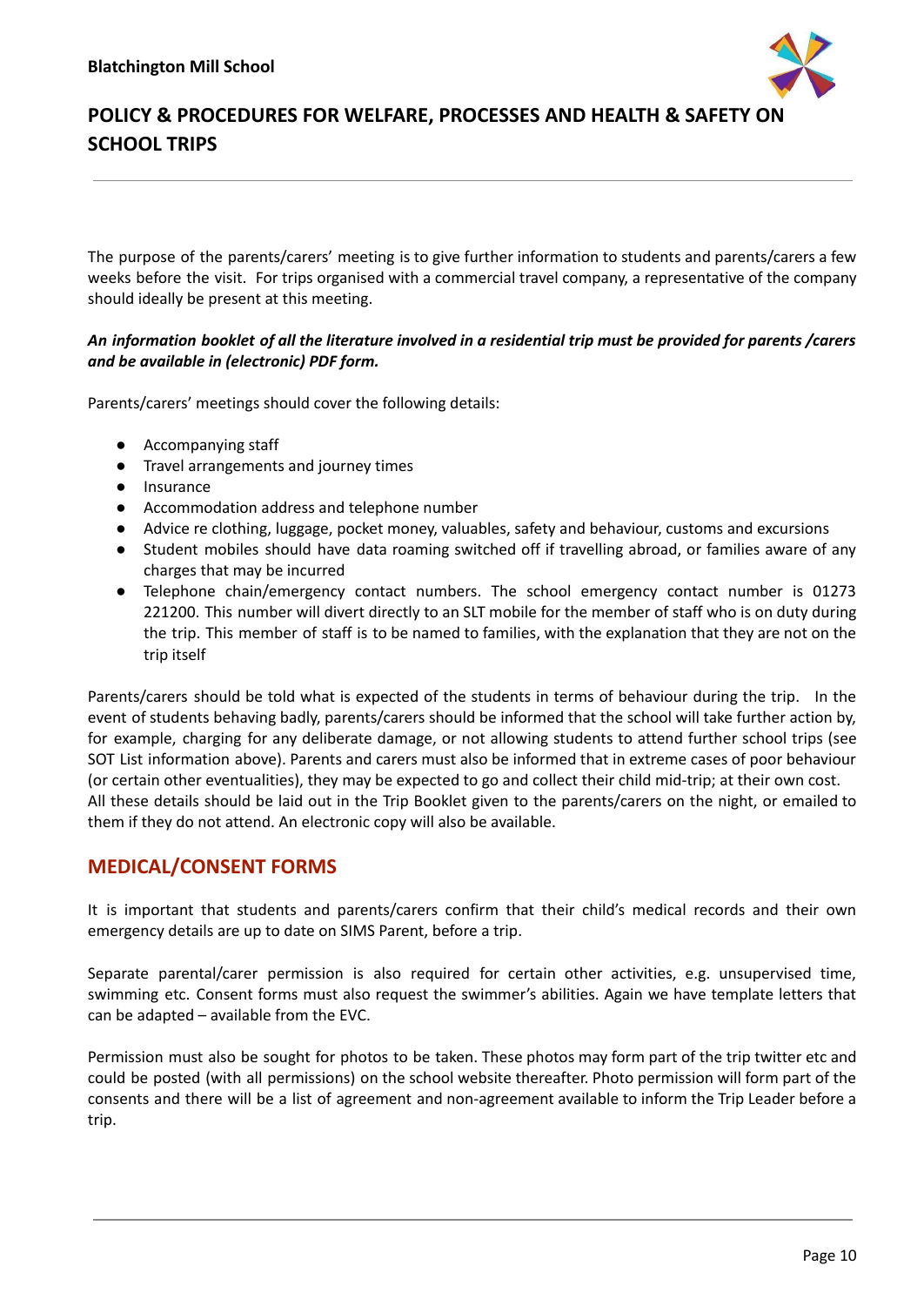The purpose of the parents/carers' meeting is to give further information to students and parents/carers a few weeks before the visit. For trips organised with a commercial travel company, a representative of the company should ideally be present at this meeting.

***An information booklet of all the literature involved in a residential trip must be provided for parents /carers and be available in (electronic) PDF form.***

Parents/carers' meetings should cover the following details:

- Accompanying staff
- Travel arrangements and journey times
- Insurance
- Accommodation address and telephone number
- Advice re clothing, luggage, pocket money, valuables, safety and behaviour, customs and excursions
- Student mobiles should have data roaming switched off if travelling abroad, or families aware of any charges that may be incurred
- Telephone chain/emergency contact numbers. The school emergency contact number is 01273 221200. This number will divert directly to an SLT mobile for the member of staff who is on duty during the trip. This member of staff is to be named to families, with the explanation that they are not on the trip itself

Parents/carers should be told what is expected of the students in terms of behaviour during the trip. In the event of students behaving badly, parents/carers should be informed that the school will take further action by, for example, charging for any deliberate damage, or not allowing students to attend further school trips (see SOT List information above). Parents and carers must also be informed that in extreme cases of poor behaviour (or certain other eventualities), they may be expected to go and collect their child mid-trip; at their own cost.
All these details should be laid out in the Trip Booklet given to the parents/carers on the night, or emailed to them if they do not attend. An electronic copy will also be available.

## MEDICAL/CONSENT FORMS

It is important that students and parents/carers confirm that their child's medical records and their own emergency details are up to date on SIMS Parent, before a trip.

Separate parental/carer permission is also required for certain other activities, e.g. unsupervised time, swimming etc. Consent forms must also request the swimmer's abilities. Again we have template letters that can be adapted – available from the EVC.

Permission must also be sought for photos to be taken. These photos may form part of the trip twitter etc and could be posted (with all permissions) on the school website thereafter. Photo permission will form part of the consents and there will be a list of agreement and non-agreement available to inform the Trip Leader before a trip.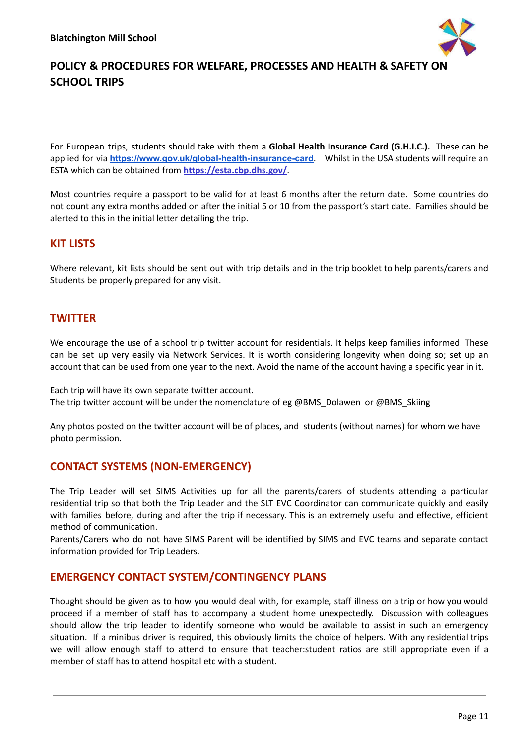For European trips, students should take with them a **Global Health Insurance Card (G.H.I.C.).** These can be applied for via **https://www.gov.uk/global-health-insurance-card**. Whilst in the USA students will require an ESTA which can be obtained from **https://esta.cbp.dhs.gov/**.

Most countries require a passport to be valid for at least 6 months after the return date. Some countries do not count any extra months added on after the initial 5 or 10 from the passport's start date. Families should be alerted to this in the initial letter detailing the trip.

## KIT LISTS

Where relevant, kit lists should be sent out with trip details and in the trip booklet to help parents/carers and Students be properly prepared for any visit.

## TWITTER

We encourage the use of a school trip twitter account for residentials. It helps keep families informed. These can be set up very easily via Network Services. It is worth considering longevity when doing so; set up an account that can be used from one year to the next. Avoid the name of the account having a specific year in it.

Each trip will have its own separate twitter account.
The trip twitter account will be under the nomenclature of eg @BMS_Dolawen or @BMS_Skiing

Any photos posted on the twitter account will be of places, and students (without names) for whom we have photo permission.

## CONTACT SYSTEMS (NON-EMERGENCY)

The Trip Leader will set SIMS Activities up for all the parents/carers of students attending a particular residential trip so that both the Trip Leader and the SLT EVC Coordinator can communicate quickly and easily with families before, during and after the trip if necessary. This is an extremely useful and effective, efficient method of communication.
Parents/Carers who do not have SIMS Parent will be identified by SIMS and EVC teams and separate contact information provided for Trip Leaders.

## EMERGENCY CONTACT SYSTEM/CONTINGENCY PLANS

Thought should be given as to how you would deal with, for example, staff illness on a trip or how you would proceed if a member of staff has to accompany a student home unexpectedly. Discussion with colleagues should allow the trip leader to identify someone who would be available to assist in such an emergency situation. If a minibus driver is required, this obviously limits the choice of helpers. With any residential trips we will allow enough staff to attend to ensure that teacher:student ratios are still appropriate even if a member of staff has to attend hospital etc with a student.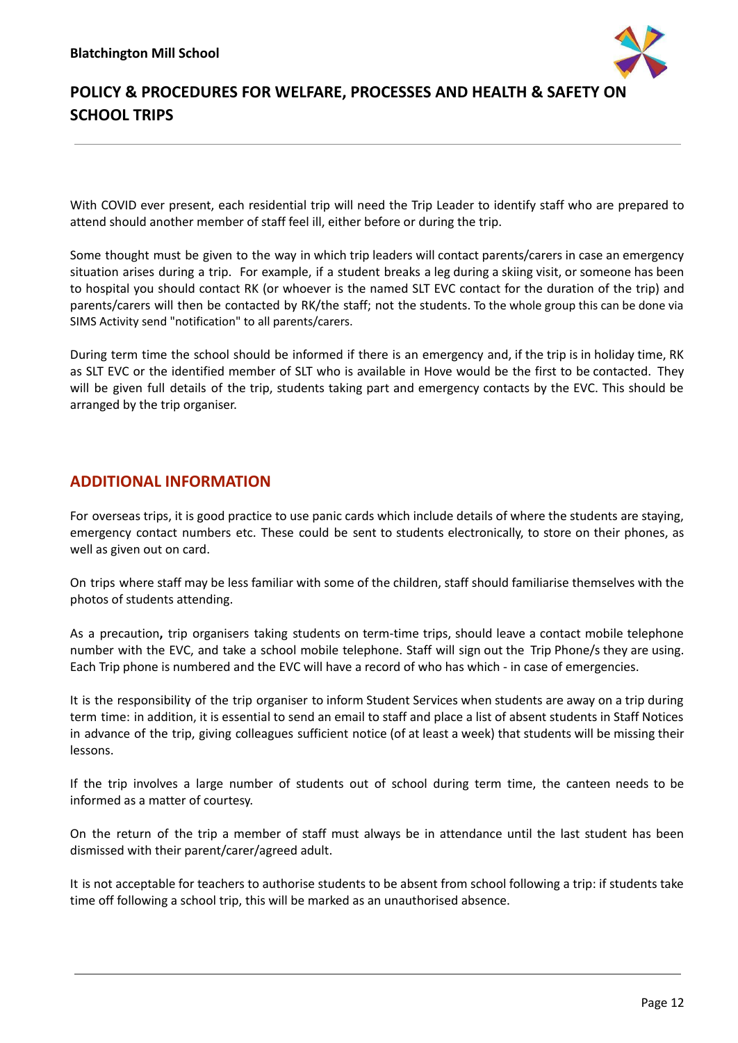With COVID ever present, each residential trip will need the Trip Leader to identify staff who are prepared to attend should another member of staff feel ill, either before or during the trip.

Some thought must be given to the way in which trip leaders will contact parents/carers in case an emergency situation arises during a trip. For example, if a student breaks a leg during a skiing visit, or someone has been to hospital you should contact RK (or whoever is the named SLT EVC contact for the duration of the trip) and parents/carers will then be contacted by RK/the staff; not the students. To the whole group this can be done via SIMS Activity send "notification" to all parents/carers.

During term time the school should be informed if there is an emergency and, if the trip is in holiday time, RK as SLT EVC or the identified member of SLT who is available in Hove would be the first to be contacted. They will be given full details of the trip, students taking part and emergency contacts by the EVC. This should be arranged by the trip organiser.

## ADDITIONAL INFORMATION

For overseas trips, it is good practice to use panic cards which include details of where the students are staying, emergency contact numbers etc. These could be sent to students electronically, to store on their phones, as well as given out on card.

On trips where staff may be less familiar with some of the children, staff should familiarise themselves with the photos of students attending.

As a precaution**,** trip organisers taking students on term-time trips, should leave a contact mobile telephone number with the EVC, and take a school mobile telephone. Staff will sign out the Trip Phone/s they are using. Each Trip phone is numbered and the EVC will have a record of who has which - in case of emergencies.

It is the responsibility of the trip organiser to inform Student Services when students are away on a trip during term time: in addition, it is essential to send an email to staff and place a list of absent students in Staff Notices in advance of the trip, giving colleagues sufficient notice (of at least a week) that students will be missing their lessons.

If the trip involves a large number of students out of school during term time, the canteen needs to be informed as a matter of courtesy.

On the return of the trip a member of staff must always be in attendance until the last student has been dismissed with their parent/carer/agreed adult.

It is not acceptable for teachers to authorise students to be absent from school following a trip: if students take time off following a school trip, this will be marked as an unauthorised absence.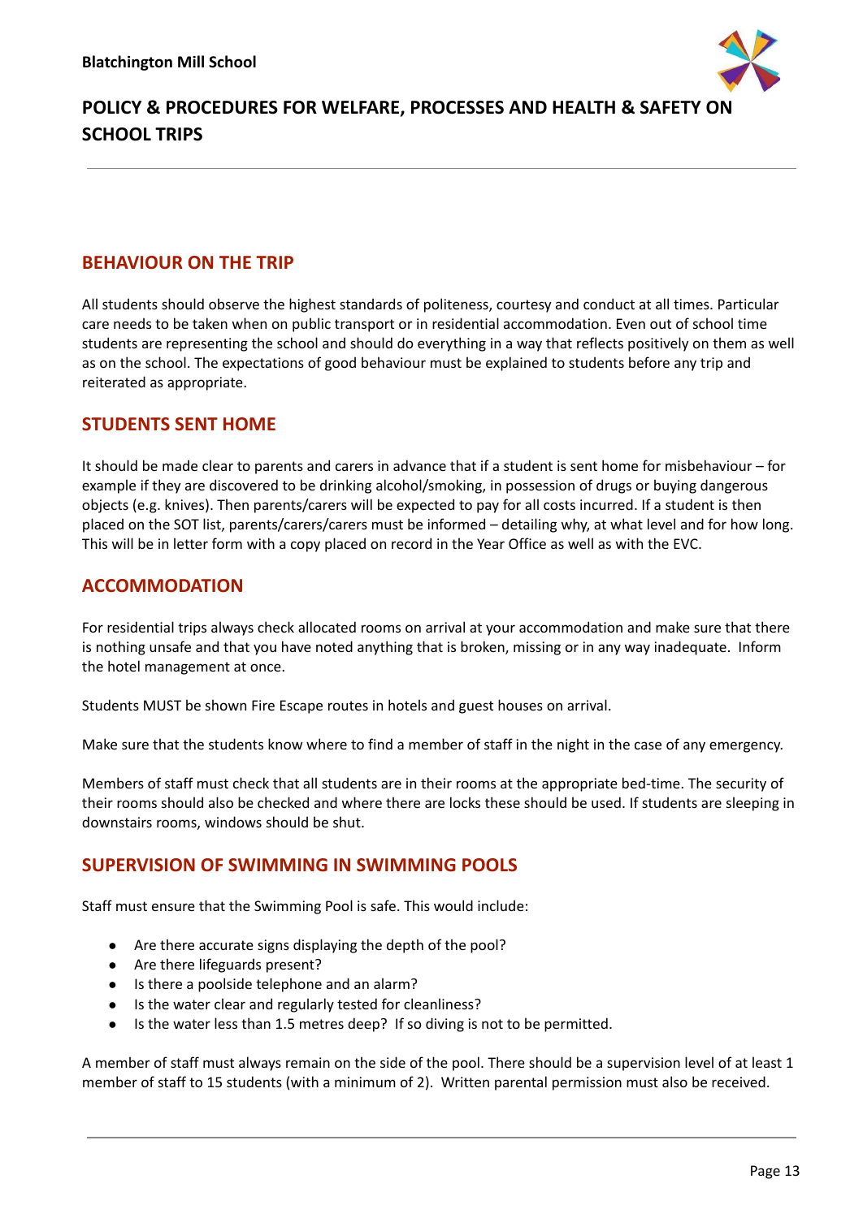## BEHAVIOUR ON THE TRIP

All students should observe the highest standards of politeness, courtesy and conduct at all times. Particular care needs to be taken when on public transport or in residential accommodation. Even out of school time students are representing the school and should do everything in a way that reflects positively on them as well as on the school. The expectations of good behaviour must be explained to students before any trip and reiterated as appropriate.

## STUDENTS SENT HOME

It should be made clear to parents and carers in advance that if a student is sent home for misbehaviour – for example if they are discovered to be drinking alcohol/smoking, in possession of drugs or buying dangerous objects (e.g. knives). Then parents/carers will be expected to pay for all costs incurred. If a student is then placed on the SOT list, parents/carers/carers must be informed – detailing why, at what level and for how long. This will be in letter form with a copy placed on record in the Year Office as well as with the EVC.

## ACCOMMODATION

For residential trips always check allocated rooms on arrival at your accommodation and make sure that there is nothing unsafe and that you have noted anything that is broken, missing or in any way inadequate. Inform the hotel management at once.

Students MUST be shown Fire Escape routes in hotels and guest houses on arrival.

Make sure that the students know where to find a member of staff in the night in the case of any emergency.

Members of staff must check that all students are in their rooms at the appropriate bed-time. The security of their rooms should also be checked and where there are locks these should be used. If students are sleeping in downstairs rooms, windows should be shut.

## SUPERVISION OF SWIMMING IN SWIMMING POOLS

Staff must ensure that the Swimming Pool is safe. This would include:

- Are there accurate signs displaying the depth of the pool?
- Are there lifeguards present?
- Is there a poolside telephone and an alarm?
- Is the water clear and regularly tested for cleanliness?
- Is the water less than 1.5 metres deep? If so diving is not to be permitted.

A member of staff must always remain on the side of the pool. There should be a supervision level of at least 1 member of staff to 15 students (with a minimum of 2). Written parental permission must also be received.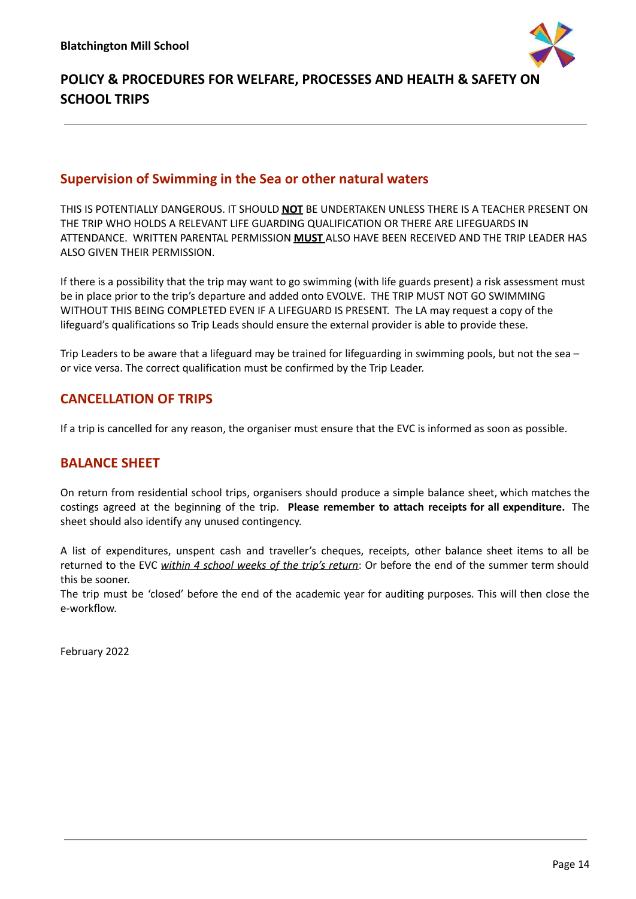## Supervision of Swimming in the Sea or other natural waters

THIS IS POTENTIALLY DANGEROUS. IT SHOULD **NOT** BE UNDERTAKEN UNLESS THERE IS A TEACHER PRESENT ON THE TRIP WHO HOLDS A RELEVANT LIFE GUARDING QUALIFICATION OR THERE ARE LIFEGUARDS IN ATTENDANCE. WRITTEN PARENTAL PERMISSION **MUST** ALSO HAVE BEEN RECEIVED AND THE TRIP LEADER HAS ALSO GIVEN THEIR PERMISSION.

If there is a possibility that the trip may want to go swimming (with life guards present) a risk assessment must be in place prior to the trip's departure and added onto EVOLVE. THE TRIP MUST NOT GO SWIMMING WITHOUT THIS BEING COMPLETED EVEN IF A LIFEGUARD IS PRESENT. The LA may request a copy of the lifeguard's qualifications so Trip Leads should ensure the external provider is able to provide these.

Trip Leaders to be aware that a lifeguard may be trained for lifeguarding in swimming pools, but not the sea – or vice versa. The correct qualification must be confirmed by the Trip Leader.

## CANCELLATION OF TRIPS

If a trip is cancelled for any reason, the organiser must ensure that the EVC is informed as soon as possible.

## BALANCE SHEET

On return from residential school trips, organisers should produce a simple balance sheet, which matches the costings agreed at the beginning of the trip. **Please remember to attach receipts for all expenditure.** The sheet should also identify any unused contingency.

A list of expenditures, unspent cash and traveller's cheques, receipts, other balance sheet items to all be returned to the EVC *within 4 school weeks of the trip's return*: Or before the end of the summer term should this be sooner.
The trip must be 'closed' before the end of the academic year for auditing purposes. This will then close the e-workflow.

February 2022